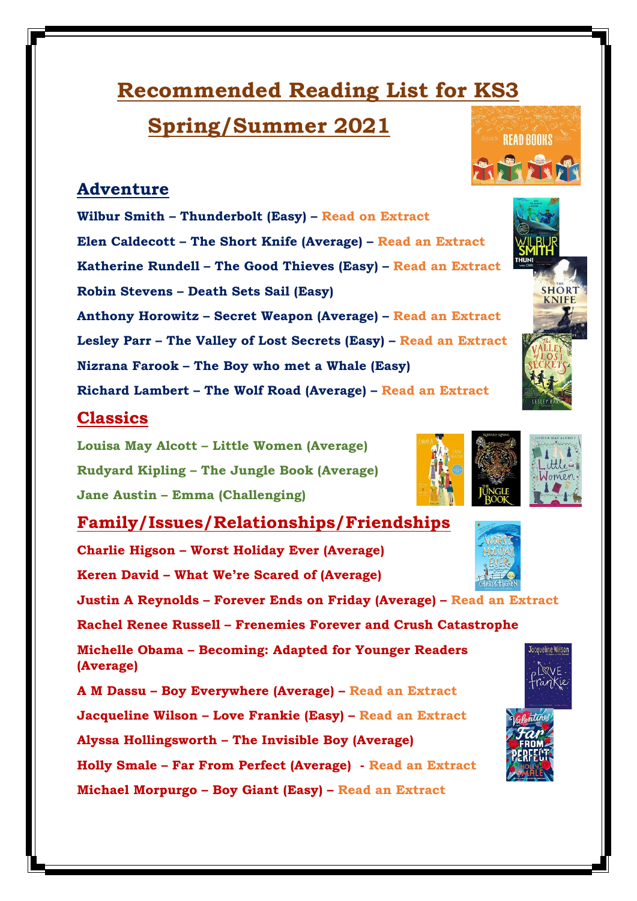# Recommended Reading List for KS3

# Spring/Summer 2021

## Adventure

**Wilbur Smith – Thunderbolt (Easy) – Read on Extract**

**Elen Caldecott – The Short Knife (Average) – Read an Extract**

**Katherine Rundell – The Good Thieves (Easy) – Read an Extract**

**Robin Stevens – Death Sets Sail (Easy)**

**Anthony Horowitz – Secret Weapon (Average) – Read an Extract**

**Lesley Parr – The Valley of Lost Secrets (Easy) – Read an Extract**

**Nizrana Farook – The Boy who met a Whale (Easy)**

**Richard Lambert – The Wolf Road (Average) – Read an Extract**

## Classics

**Louisa May Alcott – Little Women (Average)**

**Rudyard Kipling – The Jungle Book (Average)**

**Jane Austin – Emma (Challenging)**

## Family/Issues/Relationships/Friendships

**Charlie Higson – Worst Holiday Ever (Average)**

**Keren David – What We're Scared of (Average)**

**Justin A Reynolds – Forever Ends on Friday (Average) – Read an Extract**

**Rachel Renee Russell – Frenemies Forever and Crush Catastrophe**

**Michelle Obama – Becoming: Adapted for Younger Readers (Average)**

**A M Dassu – Boy Everywhere (Average) – Read an Extract**

**Jacqueline Wilson – Love Frankie (Easy) – Read an Extract**

**Alyssa Hollingsworth – The Invisible Boy (Average)**

**Holly Smale – Far From Perfect (Average) - Read an Extract**

**Michael Morpurgo – Boy Giant (Easy) – Read an Extract**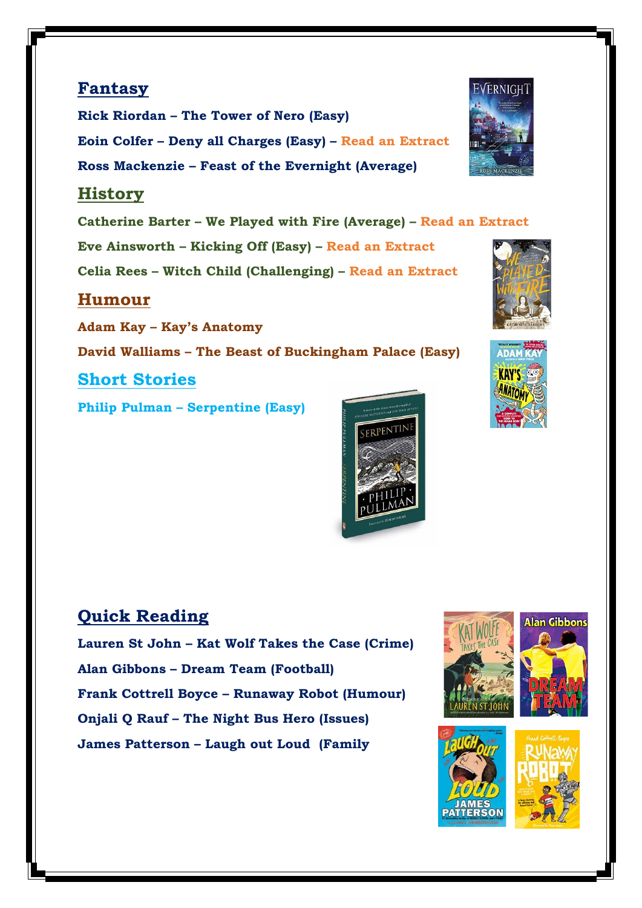## Fantasy

**Rick Riordan – The Tower of Nero (Easy)**

**Eoin Colfer – Deny all Charges (Easy) – Read an Extract**

**Ross Mackenzie – Feast of the Evernight (Average)**

## History

**Catherine Barter – We Played with Fire (Average) – Read an Extract**

**Eve Ainsworth – Kicking Off (Easy) – Read an Extract**

**Celia Rees – Witch Child (Challenging) – Read an Extract**

## Humour

**Adam Kay – Kay's Anatomy**

**David Walliams – The Beast of Buckingham Palace (Easy)**

## Short Stories

**Philip Pulman – Serpentine (Easy)**

## Quick Reading

**Lauren St John – Kat Wolf Takes the Case (Crime)**

**Alan Gibbons – Dream Team (Football)**

**Frank Cottrell Boyce – Runaway Robot (Humour)**

**Onjali Q Rauf – The Night Bus Hero (Issues)**

**James Patterson – Laugh out Loud (Family**